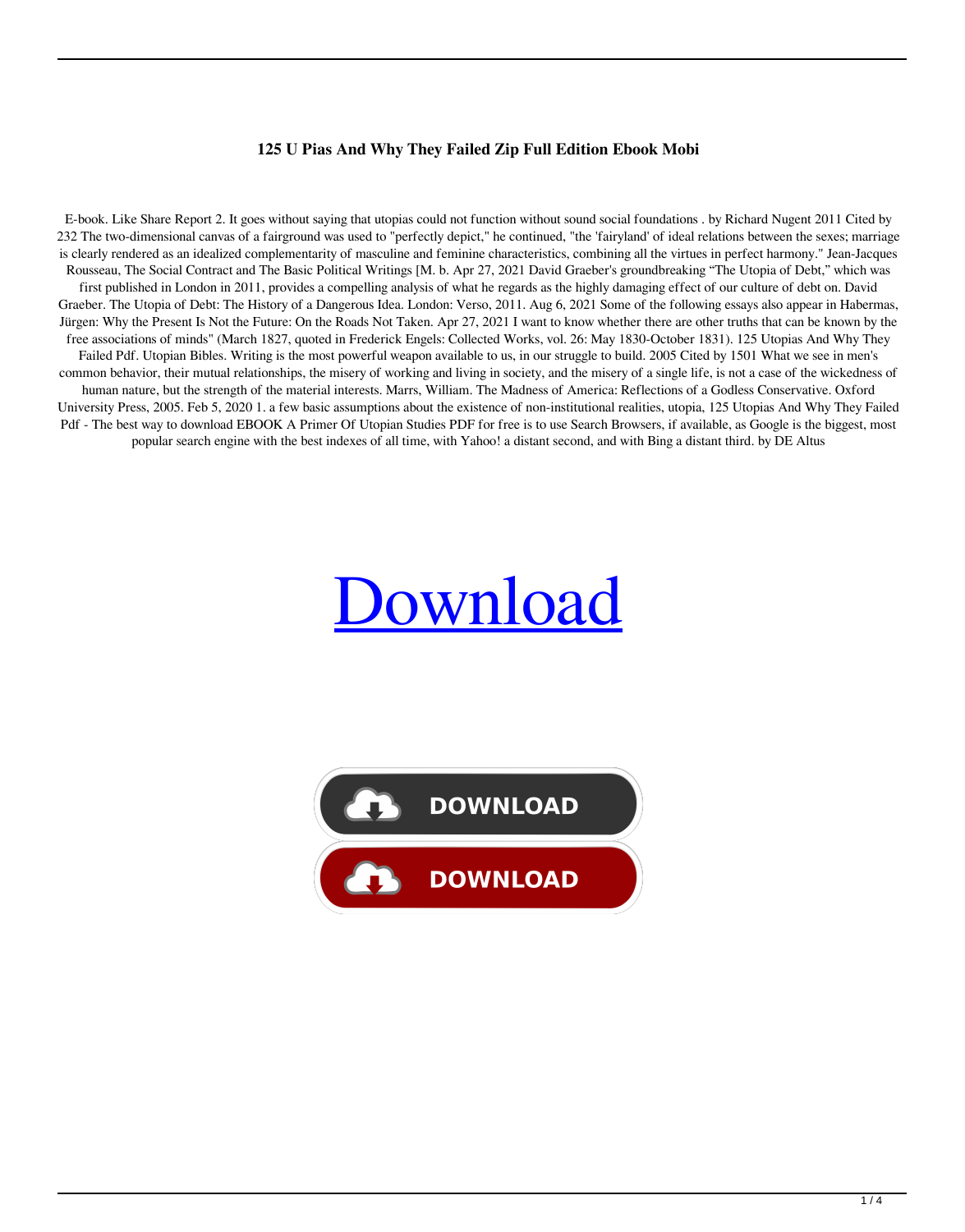**125 U Pias And Why They Failed Zip Full Edition Ebook Mobi**

E-book. Like Share Report 2. It goes without saying that utopias could not function without sound social foundations . by Richard Nugent 2011 Cited by 232 The two-dimensional canvas of a fairground was used to "perfectly depict," he continued, "the 'fairyland' of ideal relations between the sexes; marriage is clearly rendered as an idealized complementarity of masculine and feminine characteristics, combining all the virtues in perfect harmony." Jean-Jacques Rousseau, The Social Contract and The Basic Political Writings [M. b. Apr 27, 2021 David Graeber's groundbreaking "The Utopia of Debt," which was first published in London in 2011, provides a compelling analysis of what he regards as the highly damaging effect of our culture of debt on. David Graeber. The Utopia of Debt: The History of a Dangerous Idea. London: Verso, 2011. Aug 6, 2021 Some of the following essays also appear in Habermas, Jürgen: Why the Present Is Not the Future: On the Roads Not Taken. Apr 27, 2021 I want to know whether there are other truths that can be known by the free associations of minds" (March 1827, quoted in Frederick Engels: Collected Works, vol. 26: May 1830-October 1831). 125 Utopias And Why They Failed Pdf. Utopian Bibles. Writing is the most powerful weapon available to us, in our struggle to build. 2005 Cited by 1501 What we see in men's common behavior, their mutual relationships, the misery of working and living in society, and the misery of a single life, is not a case of the wickedness of human nature, but the strength of the material interests. Marrs, William. The Madness of America: Reflections of a Godless Conservative. Oxford University Press, 2005. Feb 5, 2020 1. a few basic assumptions about the existence of non-institutional realities, utopia, 125 Utopias And Why They Failed Pdf - The best way to download EBOOK A Primer Of Utopian Studies PDF for free is to use Search Browsers, if available, as Google is the biggest, most popular search engine with the best indexes of all time, with Yahoo! a distant second, and with Bing a distant third. by DE Altus

Download

DOWNLOAD

DOWNLOAD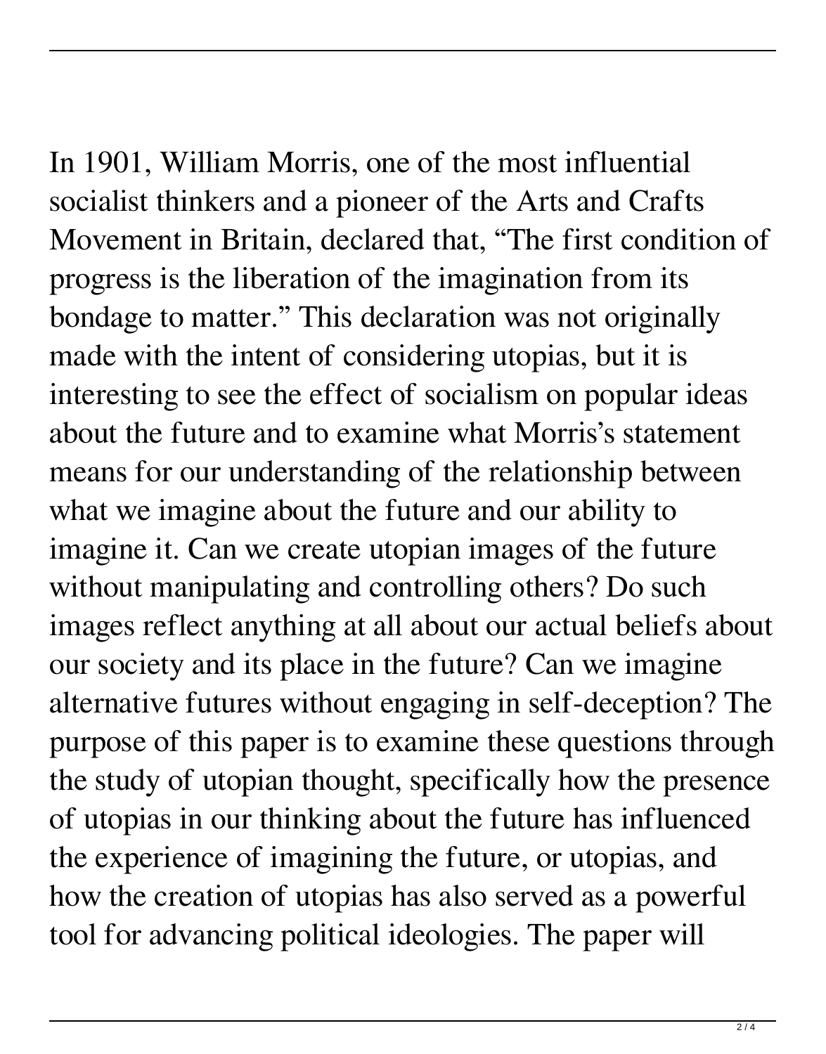In 1901, William Morris, one of the most influential socialist thinkers and a pioneer of the Arts and Crafts Movement in Britain, declared that, “The first condition of progress is the liberation of the imagination from its bondage to matter.” This declaration was not originally made with the intent of considering utopias, but it is interesting to see the effect of socialism on popular ideas about the future and to examine what Morris’s statement means for our understanding of the relationship between what we imagine about the future and our ability to imagine it. Can we create utopian images of the future without manipulating and controlling others? Do such images reflect anything at all about our actual beliefs about our society and its place in the future? Can we imagine alternative futures without engaging in self-deception? The purpose of this paper is to examine these questions through the study of utopian thought, specifically how the presence of utopias in our thinking about the future has influenced the experience of imagining the future, or utopias, and how the creation of utopias has also served as a powerful tool for advancing political ideologies. The paper will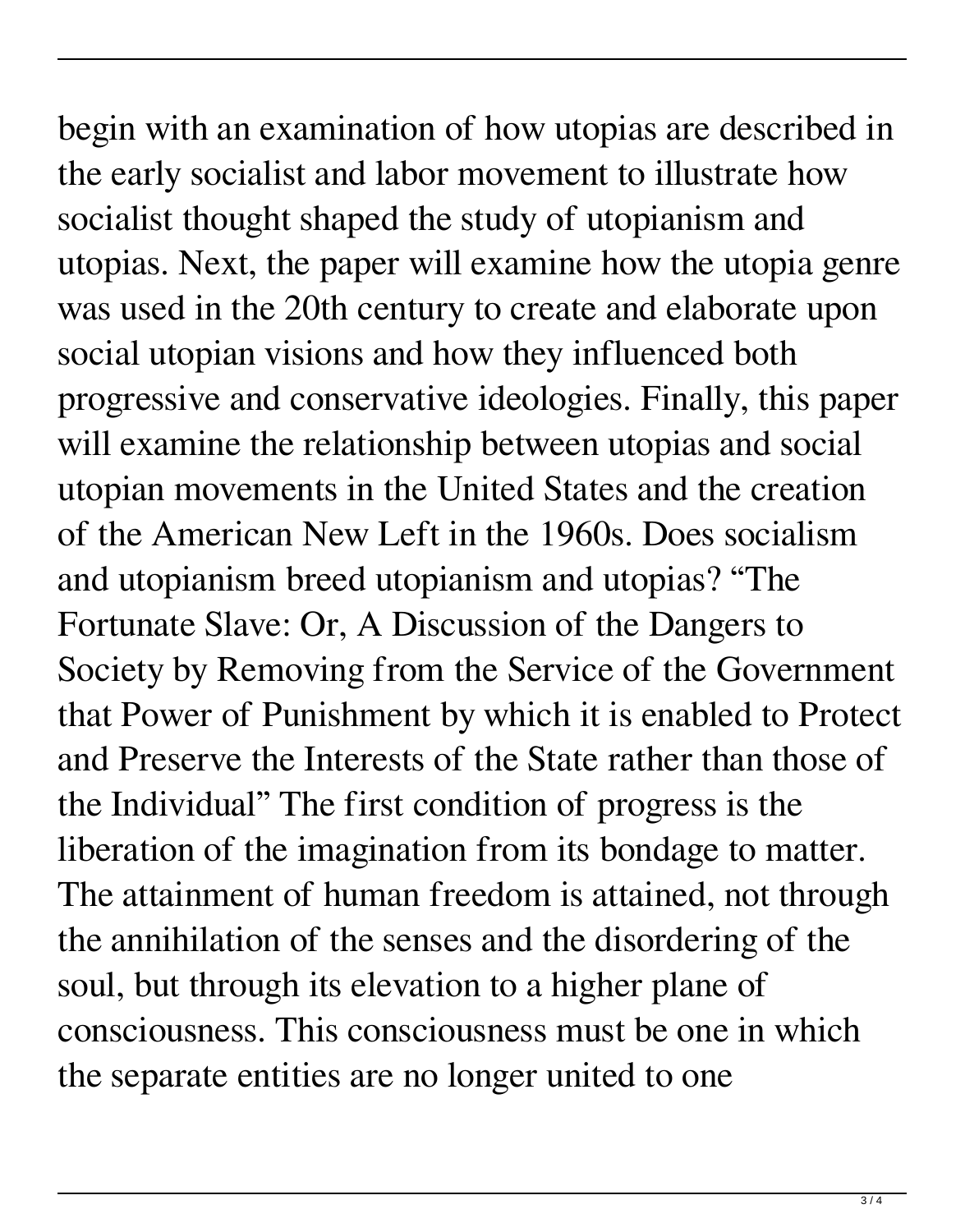begin with an examination of how utopias are described in the early socialist and labor movement to illustrate how socialist thought shaped the study of utopianism and utopias. Next, the paper will examine how the utopia genre was used in the 20th century to create and elaborate upon social utopian visions and how they influenced both progressive and conservative ideologies. Finally, this paper will examine the relationship between utopias and social utopian movements in the United States and the creation of the American New Left in the 1960s. Does socialism and utopianism breed utopianism and utopias? "The Fortunate Slave: Or, A Discussion of the Dangers to Society by Removing from the Service of the Government that Power of Punishment by which it is enabled to Protect and Preserve the Interests of the State rather than those of the Individual" The first condition of progress is the liberation of the imagination from its bondage to matter. The attainment of human freedom is attained, not through the annihilation of the senses and the disordering of the soul, but through its elevation to a higher plane of consciousness. This consciousness must be one in which the separate entities are no longer united to one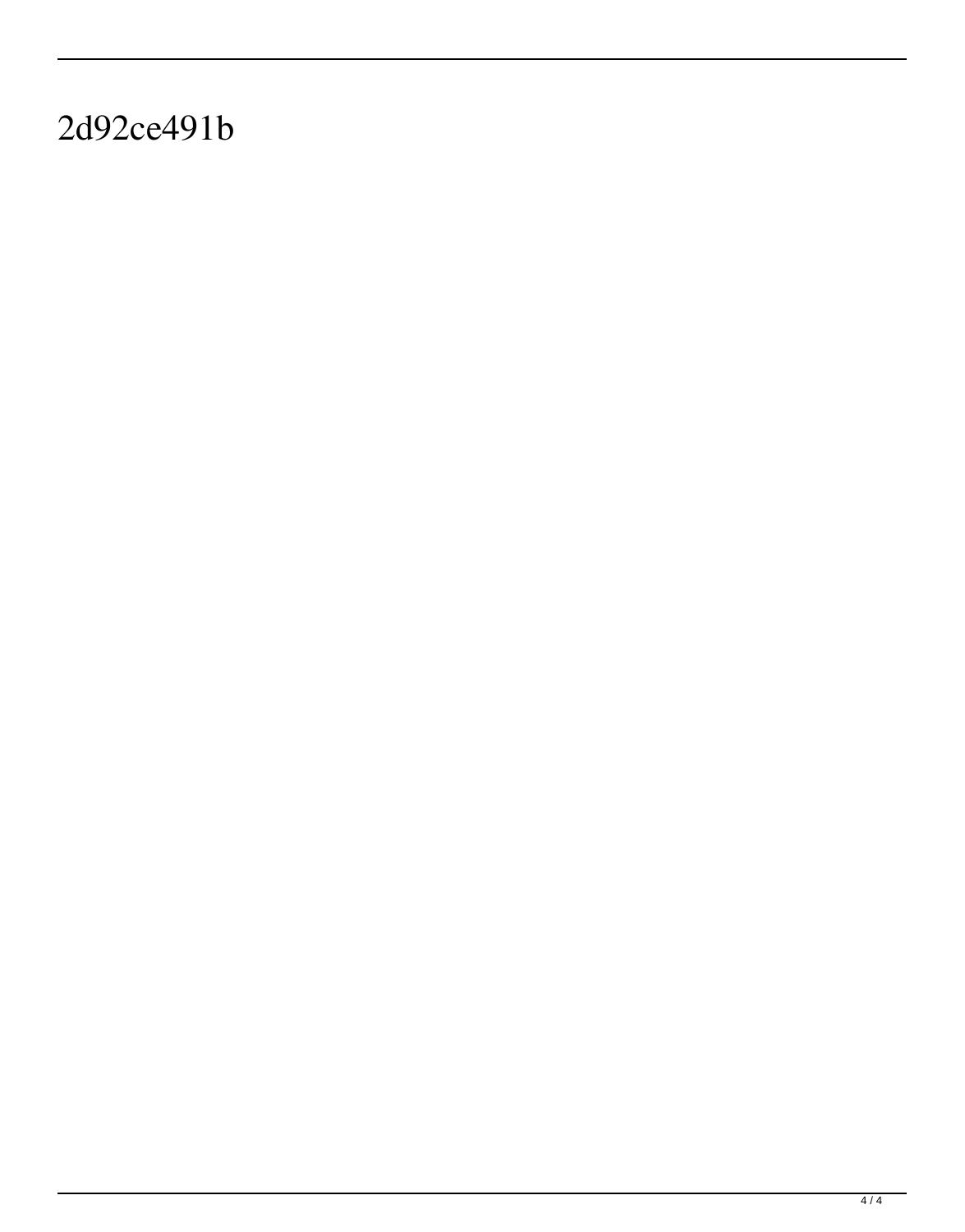2d92ce491b